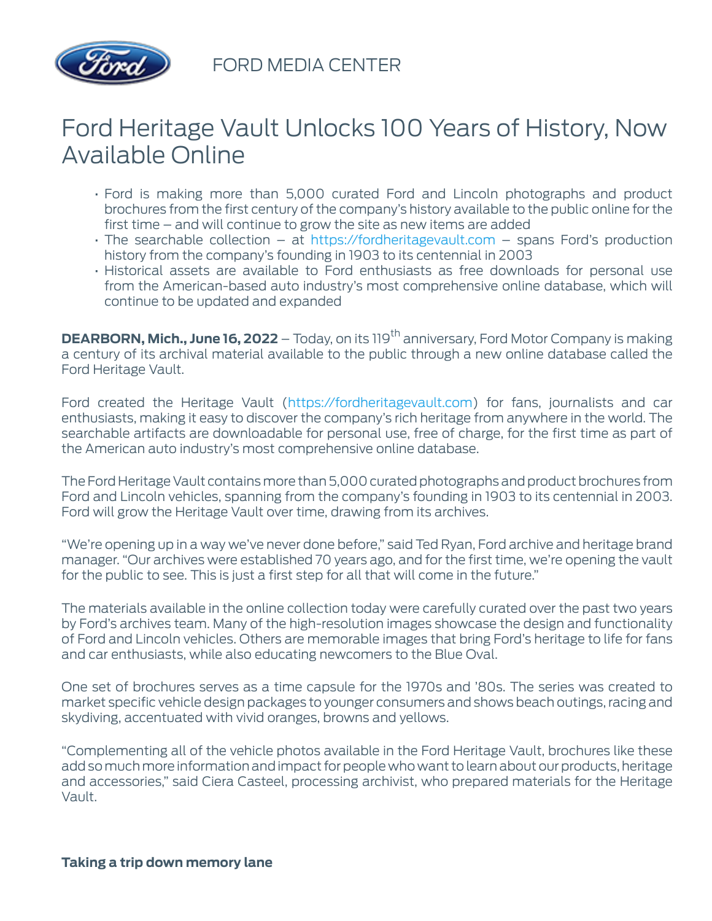FORD MEDIA CENTER

# Ford Heritage Vault Unlocks 100 Years of History, Now Available Online

- Ford is making more than 5,000 curated Ford and Lincoln photographs and product brochures from the first century of the company's history available to the public online for the first time – and will continue to grow the site as new items are added
- The searchable collection – at https://fordheritagevault.com – spans Ford's production history from the company's founding in 1903 to its centennial in 2003
- Historical assets are available to Ford enthusiasts as free downloads for personal use from the American-based auto industry's most comprehensive online database, which will continue to be updated and expanded

**DEARBORN, Mich., June 16, 2022** – Today, on its 119th anniversary, Ford Motor Company is making a century of its archival material available to the public through a new online database called the Ford Heritage Vault.

Ford created the Heritage Vault (https://fordheritagevault.com) for fans, journalists and car enthusiasts, making it easy to discover the company's rich heritage from anywhere in the world. The searchable artifacts are downloadable for personal use, free of charge, for the first time as part of the American auto industry's most comprehensive online database.

The Ford Heritage Vault contains more than 5,000 curated photographs and product brochures from Ford and Lincoln vehicles, spanning from the company's founding in 1903 to its centennial in 2003. Ford will grow the Heritage Vault over time, drawing from its archives.

"We're opening up in a way we've never done before," said Ted Ryan, Ford archive and heritage brand manager. "Our archives were established 70 years ago, and for the first time, we're opening the vault for the public to see. This is just a first step for all that will come in the future."

The materials available in the online collection today were carefully curated over the past two years by Ford's archives team. Many of the high-resolution images showcase the design and functionality of Ford and Lincoln vehicles. Others are memorable images that bring Ford's heritage to life for fans and car enthusiasts, while also educating newcomers to the Blue Oval.

One set of brochures serves as a time capsule for the 1970s and '80s. The series was created to market specific vehicle design packages to younger consumers and shows beach outings, racing and skydiving, accentuated with vivid oranges, browns and yellows.

"Complementing all of the vehicle photos available in the Ford Heritage Vault, brochures like these add so much more information and impact for people who want to learn about our products, heritage and accessories," said Ciera Casteel, processing archivist, who prepared materials for the Heritage Vault.

**Taking a trip down memory lane**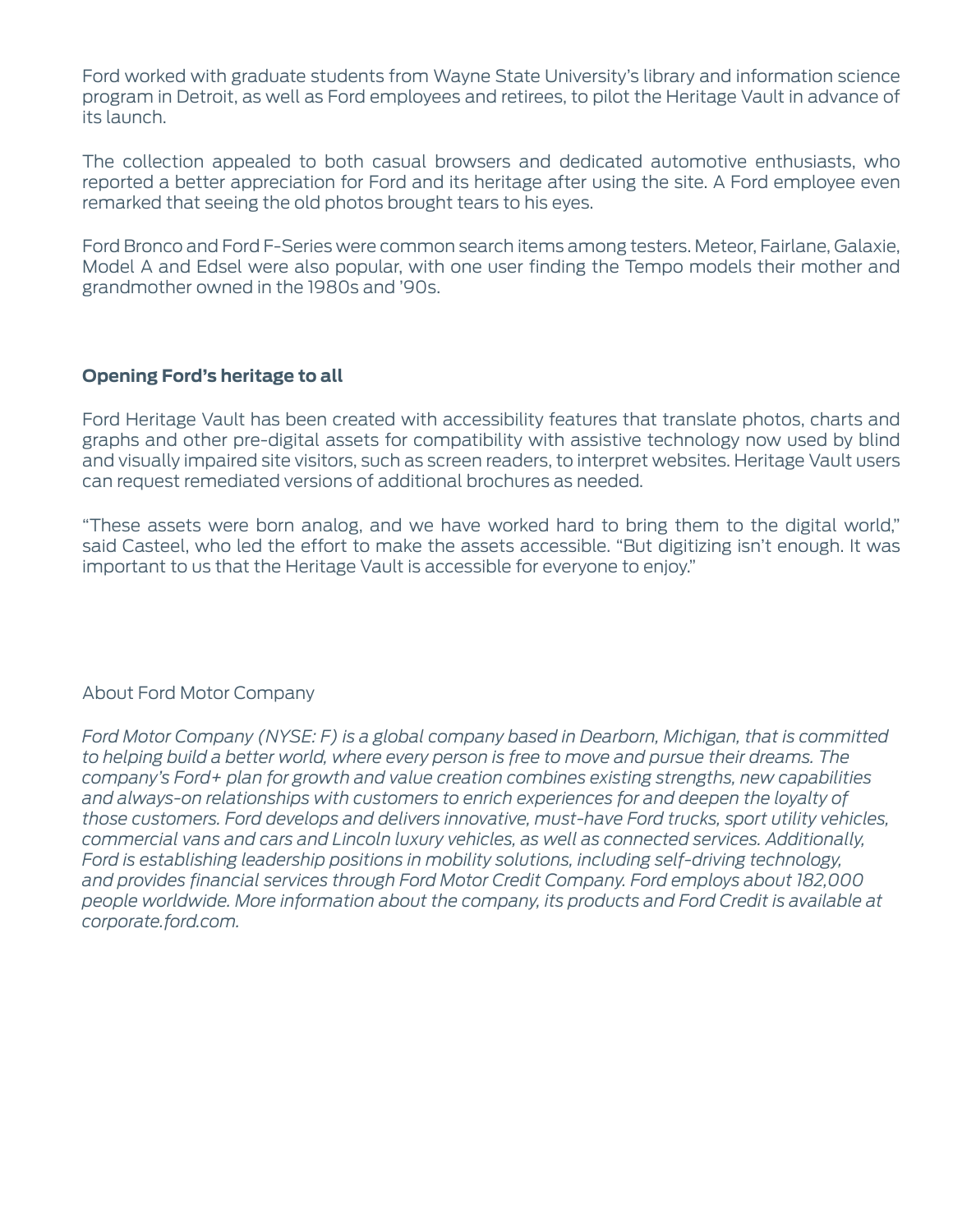Ford worked with graduate students from Wayne State University's library and information science program in Detroit, as well as Ford employees and retirees, to pilot the Heritage Vault in advance of its launch.

The collection appealed to both casual browsers and dedicated automotive enthusiasts, who reported a better appreciation for Ford and its heritage after using the site. A Ford employee even remarked that seeing the old photos brought tears to his eyes.

Ford Bronco and Ford F-Series were common search items among testers. Meteor, Fairlane, Galaxie, Model A and Edsel were also popular, with one user finding the Tempo models their mother and grandmother owned in the 1980s and '90s.

**Opening Ford's heritage to all**

Ford Heritage Vault has been created with accessibility features that translate photos, charts and graphs and other pre-digital assets for compatibility with assistive technology now used by blind and visually impaired site visitors, such as screen readers, to interpret websites. Heritage Vault users can request remediated versions of additional brochures as needed.

"These assets were born analog, and we have worked hard to bring them to the digital world," said Casteel, who led the effort to make the assets accessible. "But digitizing isn't enough. It was important to us that the Heritage Vault is accessible for everyone to enjoy."

About Ford Motor Company

*Ford Motor Company (NYSE: F) is a global company based in Dearborn, Michigan, that is committed to helping build a better world, where every person is free to move and pursue their dreams. The company's Ford+ plan for growth and value creation combines existing strengths, new capabilities and always-on relationships with customers to enrich experiences for and deepen the loyalty of those customers. Ford develops and delivers innovative, must-have Ford trucks, sport utility vehicles, commercial vans and cars and Lincoln luxury vehicles, as well as connected services. Additionally, Ford is establishing leadership positions in mobility solutions, including self-driving technology, and provides financial services through Ford Motor Credit Company. Ford employs about 182,000 people worldwide. More information about the company, its products and Ford Credit is available at corporate.ford.com.*